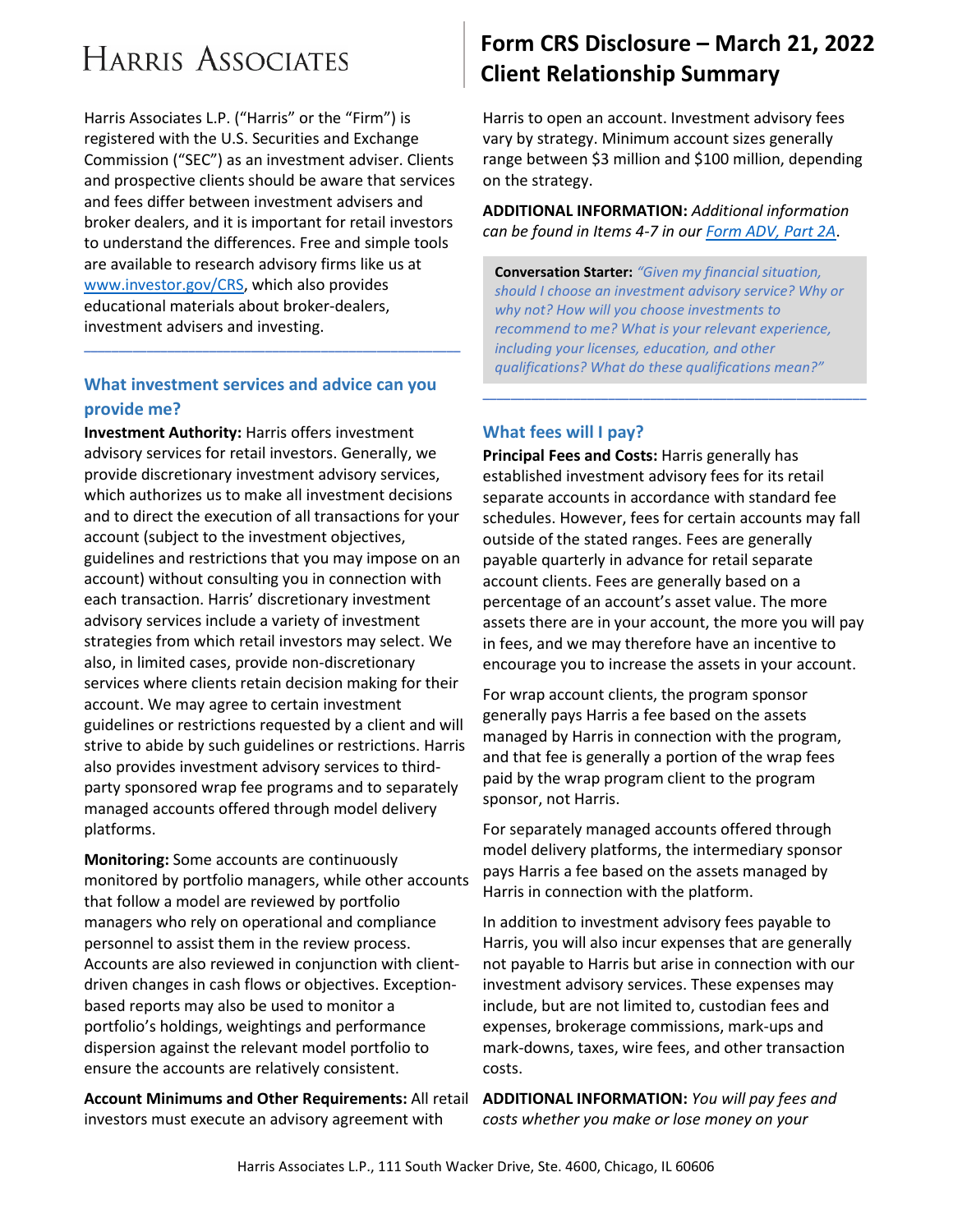# Harris Associates

# Form CRS Disclosure – March 21, 2022 Client Relationship Summary

Harris Associates L.P. ("Harris" or the "Firm") is registered with the U.S. Securities and Exchange Commission ("SEC") as an investment adviser. Clients and prospective clients should be aware that services and fees differ between investment advisers and broker dealers, and it is important for retail investors to understand the differences. Free and simple tools are available to research advisory firms like us at [www.investor.gov/CRS](www.investor.gov/CRS), which also provides educational materials about broker-dealers, investment advisers and investing.

---

## What investment services and advice can you provide me?

**Investment Authority:** Harris offers investment advisory services for retail investors. Generally, we provide discretionary investment advisory services, which authorizes us to make all investment decisions and to direct the execution of all transactions for your account (subject to the investment objectives, guidelines and restrictions that you may impose on an account) without consulting you in connection with each transaction. Harris' discretionary investment advisory services include a variety of investment strategies from which retail investors may select. We also, in limited cases, provide non-discretionary services where clients retain decision making for their account. We may agree to certain investment guidelines or restrictions requested by a client and will strive to abide by such guidelines or restrictions. Harris also provides investment advisory services to third-party sponsored wrap fee programs and to separately managed accounts offered through model delivery platforms.

**Monitoring:** Some accounts are continuously monitored by portfolio managers, while other accounts that follow a model are reviewed by portfolio managers who rely on operational and compliance personnel to assist them in the review process. Accounts are also reviewed in conjunction with client-driven changes in cash flows or objectives. Exception-based reports may also be used to monitor a portfolio's holdings, weightings and performance dispersion against the relevant model portfolio to ensure the accounts are relatively consistent.

**Account Minimums and Other Requirements:** All retail investors must execute an advisory agreement with Harris to open an account. Investment advisory fees vary by strategy. Minimum account sizes generally range between $3 million and $100 million, depending on the strategy.

**ADDITIONAL INFORMATION:** *Additional information can be found in Items 4-7 in our [Form ADV, Part 2A](Form ADV, Part 2A).*

> **Conversation Starter:** *"Given my financial situation, should I choose an investment advisory service? Why or why not? How will you choose investments to recommend to me? What is your relevant experience, including your licenses, education, and other qualifications? What do these qualifications mean?"*

---

## What fees will I pay?

**Principal Fees and Costs:** Harris generally has established investment advisory fees for its retail separate accounts in accordance with standard fee schedules. However, fees for certain accounts may fall outside of the stated ranges. Fees are generally payable quarterly in advance for retail separate account clients. Fees are generally based on a percentage of an account's asset value. The more assets there are in your account, the more you will pay in fees, and we may therefore have an incentive to encourage you to increase the assets in your account.

For wrap account clients, the program sponsor generally pays Harris a fee based on the assets managed by Harris in connection with the program, and that fee is generally a portion of the wrap fees paid by the wrap program client to the program sponsor, not Harris.

For separately managed accounts offered through model delivery platforms, the intermediary sponsor pays Harris a fee based on the assets managed by Harris in connection with the platform.

In addition to investment advisory fees payable to Harris, you will also incur expenses that are generally not payable to Harris but arise in connection with our investment advisory services. These expenses may include, but are not limited to, custodian fees and expenses, brokerage commissions, mark-ups and mark-downs, taxes, wire fees, and other transaction costs.

**ADDITIONAL INFORMATION:** *You will pay fees and costs whether you make or lose money on your*

Harris Associates L.P., 111 South Wacker Drive, Ste. 4600, Chicago, IL 60606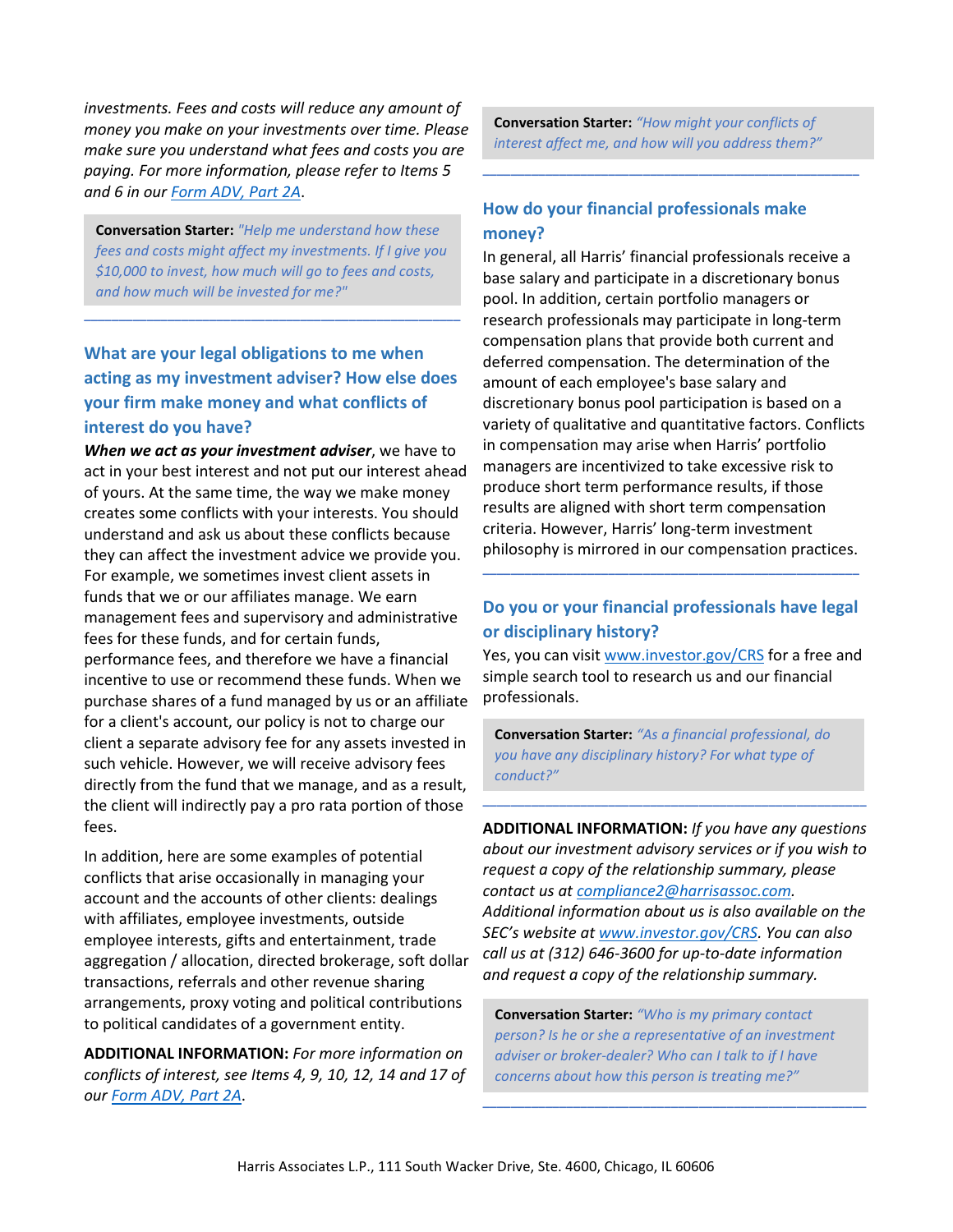*investments. Fees and costs will reduce any amount of money you make on your investments over time. Please make sure you understand what fees and costs you are paying. For more information, please refer to Items 5 and 6 in our [Form ADV, Part 2A](Form ADV, Part 2A).*

> **Conversation Starter:** *"Help me understand how these fees and costs might affect my investments. If I give you $10,000 to invest, how much will go to fees and costs, and how much will be invested for me?"*

---

## What are your legal obligations to me when acting as my investment adviser? How else does your firm make money and what conflicts of interest do you have?

***When we act as your investment adviser***, we have to act in your best interest and not put our interest ahead of yours. At the same time, the way we make money creates some conflicts with your interests. You should understand and ask us about these conflicts because they can affect the investment advice we provide you. For example, we sometimes invest client assets in funds that we or our affiliates manage. We earn management fees and supervisory and administrative fees for these funds, and for certain funds, performance fees, and therefore we have a financial incentive to use or recommend these funds. When we purchase shares of a fund managed by us or an affiliate for a client's account, our policy is not to charge our client a separate advisory fee for any assets invested in such vehicle. However, we will receive advisory fees directly from the fund that we manage, and as a result, the client will indirectly pay a pro rata portion of those fees.

In addition, here are some examples of potential conflicts that arise occasionally in managing your account and the accounts of other clients: dealings with affiliates, employee investments, outside employee interests, gifts and entertainment, trade aggregation / allocation, directed brokerage, soft dollar transactions, referrals and other revenue sharing arrangements, proxy voting and political contributions to political candidates of a government entity.

**ADDITIONAL INFORMATION:** *For more information on conflicts of interest, see Items 4, 9, 10, 12, 14 and 17 of our [Form ADV, Part 2A](Form ADV, Part 2A).*

> **Conversation Starter:** *"How might your conflicts of interest affect me, and how will you address them?"*

---

## How do your financial professionals make money?

In general, all Harris' financial professionals receive a base salary and participate in a discretionary bonus pool. In addition, certain portfolio managers or research professionals may participate in long-term compensation plans that provide both current and deferred compensation. The determination of the amount of each employee's base salary and discretionary bonus pool participation is based on a variety of qualitative and quantitative factors. Conflicts in compensation may arise when Harris' portfolio managers are incentivized to take excessive risk to produce short term performance results, if those results are aligned with short term compensation criteria. However, Harris' long-term investment philosophy is mirrored in our compensation practices.

---

## Do you or your financial professionals have legal or disciplinary history?

Yes, you can visit [www.investor.gov/CRS](www.investor.gov/CRS) for a free and simple search tool to research us and our financial professionals.

> **Conversation Starter:** *"As a financial professional, do you have any disciplinary history? For what type of conduct?"*

---

**ADDITIONAL INFORMATION:** *If you have any questions about our investment advisory services or if you wish to request a copy of the relationship summary, please contact us at [compliance2@harrisassoc.com](mailto:compliance2@harrisassoc.com). Additional information about us is also available on the SEC's website at [www.investor.gov/CRS](www.investor.gov/CRS). You can also call us at (312) 646-3600 for up-to-date information and request a copy of the relationship summary.*

> **Conversation Starter:** *"Who is my primary contact person? Is he or she a representative of an investment adviser or broker-dealer? Who can I talk to if I have concerns about how this person is treating me?"*

---

Harris Associates L.P., 111 South Wacker Drive, Ste. 4600, Chicago, IL 60606